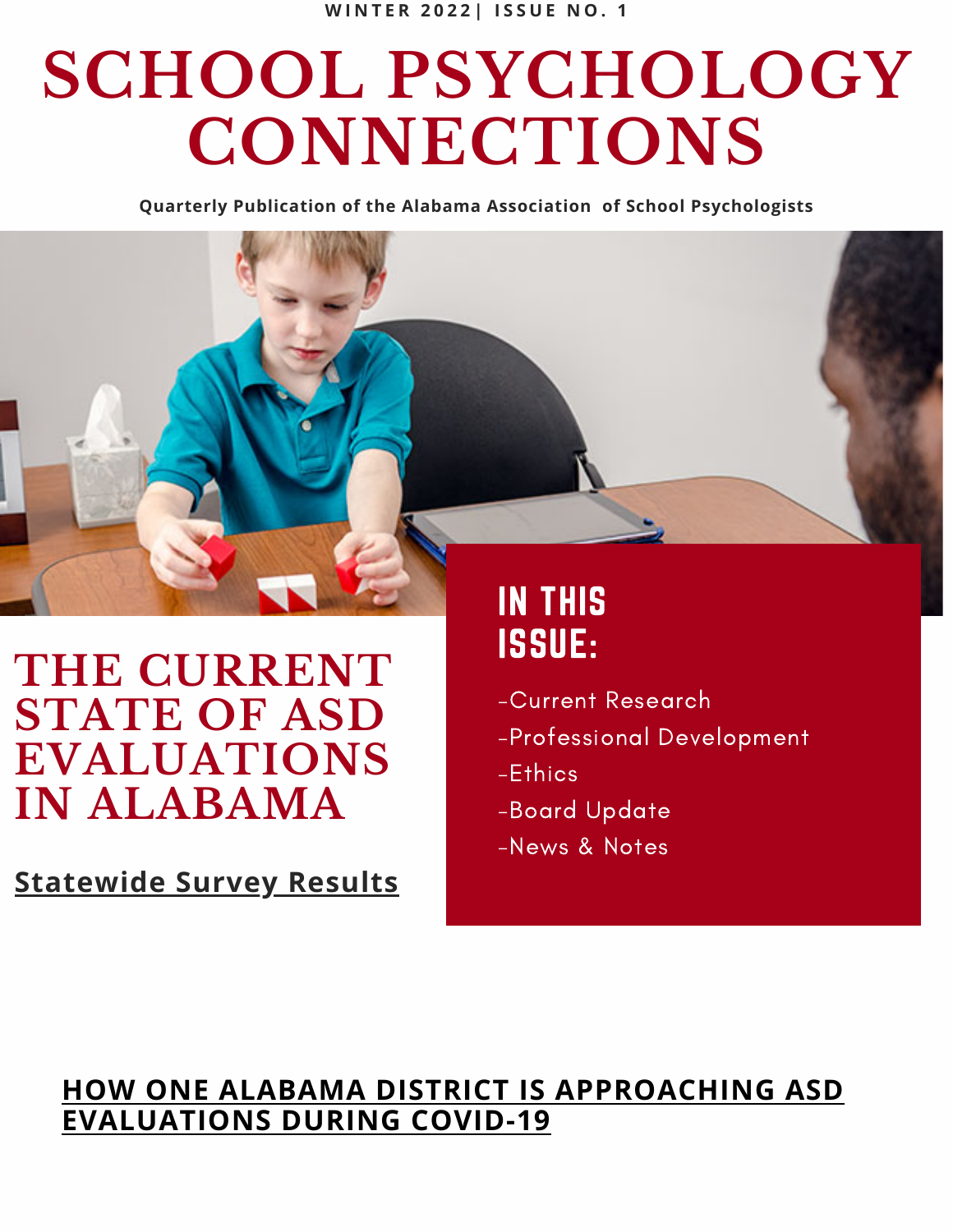WINTER 2022| ISSUE NO. 1

# SCHOOL PSYCHOLOGY CONNECTIONS

**Quarterly Publication of the Alabama Association of School Psychologists**

## IN THIS ISSUE:

- Current Research
- Professional Development
- Ethics
- Board Update
- News & Notes

## THE CURRENT STATE OF ASD EVALUATIONS IN ALABAMA

**Statewide Survey Results**

## HOW ONE ALABAMA DISTRICT IS APPROACHING ASD EVALUATIONS DURING COVID-19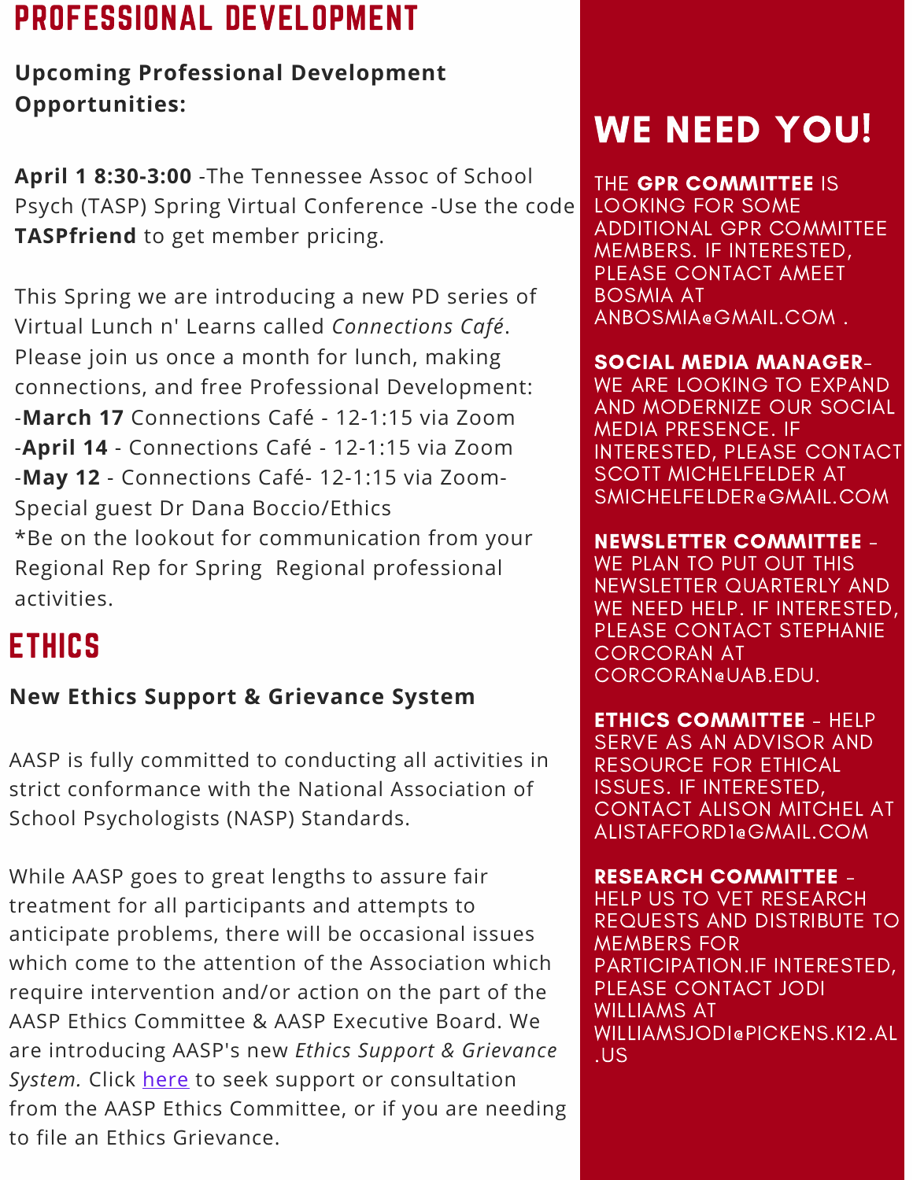# PROFESSIONAL DEVELOPMENT

**Upcoming Professional Development Opportunities:**

**April 1 8:30-3:00** -The Tennessee Assoc of School Psych (TASP) Spring Virtual Conference -Use the code **TASPfriend** to get member pricing.

This Spring we are introducing a new PD series of Virtual Lunch n' Learns called *Connections Café*. Please join us once a month for lunch, making connections, and free Professional Development:
-**March 17** Connections Café - 12-1:15 via Zoom
-**April 14** - Connections Café - 12-1:15 via Zoom
-**May 12** - Connections Café- 12-1:15 via Zoom- Special guest Dr Dana Boccio/Ethics
*Be on the lookout for communication from your Regional Rep for Spring Regional professional activities.

# ETHICS

**New Ethics Support & Grievance System**

AASP is fully committed to conducting all activities in strict conformance with the National Association of School Psychologists (NASP) Standards.

While AASP goes to great lengths to assure fair treatment for all participants and attempts to anticipate problems, there will be occasional issues which come to the attention of the Association which require intervention and/or action on the part of the AASP Ethics Committee & AASP Executive Board. We are introducing AASP's new *Ethics Support & Grievance System.* Click here to seek support or consultation from the AASP Ethics Committee, or if you are needing to file an Ethics Grievance.

# WE NEED YOU!

THE **GPR COMMITTEE** IS LOOKING FOR SOME ADDITIONAL GPR COMMITTEE MEMBERS. IF INTERESTED, PLEASE CONTACT AMEET BOSMIA AT ANBOSMIA@GMAIL.COM .

**SOCIAL MEDIA MANAGER**- WE ARE LOOKING TO EXPAND AND MODERNIZE OUR SOCIAL MEDIA PRESENCE. IF INTERESTED, PLEASE CONTACT SCOTT MICHELFELDER AT SMICHELFELDER@GMAIL.COM

**NEWSLETTER COMMITTEE** - WE PLAN TO PUT OUT THIS NEWSLETTER QUARTERLY AND WE NEED HELP. IF INTERESTED, PLEASE CONTACT STEPHANIE CORCORAN AT CORCORAN@UAB.EDU.

**ETHICS COMMITTEE** - HELP SERVE AS AN ADVISOR AND RESOURCE FOR ETHICAL ISSUES. IF INTERESTED, CONTACT ALISON MITCHEL AT ALISTAFFORD1@GMAIL.COM

**RESEARCH COMMITTEE** - HELP US TO VET RESEARCH REQUESTS AND DISTRIBUTE TO MEMBERS FOR PARTICIPATION.IF INTERESTED, PLEASE CONTACT JODI WILLIAMS AT WILLIAMSJODI@PICKENS.K12.AL.US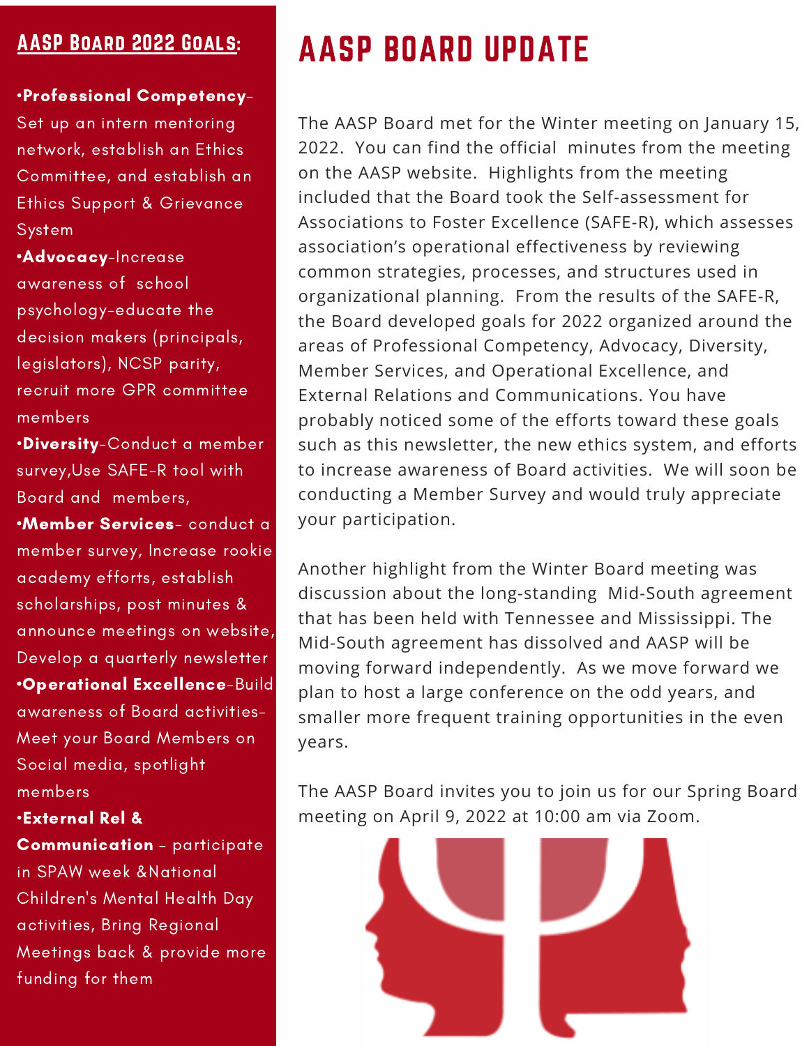## AASP Board 2022 Goals:

- **Professional Competency**-Set up an intern mentoring network, establish an Ethics Committee, and establish an Ethics Support & Grievance System
- **Advocacy**-Increase awareness of school psychology-educate the decision makers (principals, legislators), NCSP parity, recruit more GPR committee members
- **Diversity**-Conduct a member survey,Use SAFE-R tool with Board and members,
- **Member Services**- conduct a member survey, Increase rookie academy efforts, establish scholarships, post minutes & announce meetings on website, Develop a quarterly newsletter
- **Operational Excellence**-Build awareness of Board activities-Meet your Board Members on Social media, spotlight members
- **External Rel & Communication** - participate in SPAW week &National Children's Mental Health Day activities, Bring Regional Meetings back & provide more funding for them

# AASP BOARD UPDATE

The AASP Board met for the Winter meeting on January 15, 2022. You can find the official minutes from the meeting on the AASP website. Highlights from the meeting included that the Board took the Self-assessment for Associations to Foster Excellence (SAFE-R), which assesses association's operational effectiveness by reviewing common strategies, processes, and structures used in organizational planning. From the results of the SAFE-R, the Board developed goals for 2022 organized around the areas of Professional Competency, Advocacy, Diversity, Member Services, and Operational Excellence, and External Relations and Communications. You have probably noticed some of the efforts toward these goals such as this newsletter, the new ethics system, and efforts to increase awareness of Board activities. We will soon be conducting a Member Survey and would truly appreciate your participation.

Another highlight from the Winter Board meeting was discussion about the long-standing Mid-South agreement that has been held with Tennessee and Mississippi. The Mid-South agreement has dissolved and AASP will be moving forward independently. As we move forward we plan to host a large conference on the odd years, and smaller more frequent training opportunities in the even years.

The AASP Board invites you to join us for our Spring Board meeting on April 9, 2022 at 10:00 am via Zoom.